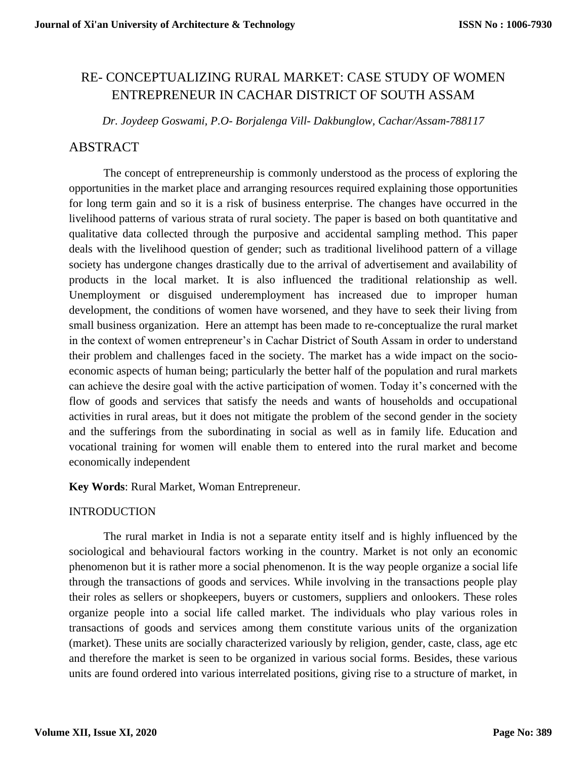# RE- CONCEPTUALIZING RURAL MARKET: CASE STUDY OF WOMEN ENTREPRENEUR IN CACHAR DISTRICT OF SOUTH ASSAM

*Dr. Joydeep Goswami, P.O- Borjalenga Vill- Dakbunglow, Cachar/Assam-788117*

## ABSTRACT

The concept of entrepreneurship is commonly understood as the process of exploring the opportunities in the market place and arranging resources required explaining those opportunities for long term gain and so it is a risk of business enterprise. The changes have occurred in the livelihood patterns of various strata of rural society. The paper is based on both quantitative and qualitative data collected through the purposive and accidental sampling method. This paper deals with the livelihood question of gender; such as traditional livelihood pattern of a village society has undergone changes drastically due to the arrival of advertisement and availability of products in the local market. It is also influenced the traditional relationship as well. Unemployment or disguised underemployment has increased due to improper human development, the conditions of women have worsened, and they have to seek their living from small business organization. Here an attempt has been made to re-conceptualize the rural market in the context of women entrepreneur's in Cachar District of South Assam in order to understand their problem and challenges faced in the society. The market has a wide impact on the socio-economic aspects of human being; particularly the better half of the population and rural markets can achieve the desire goal with the active participation of women. Today it's concerned with the flow of goods and services that satisfy the needs and wants of households and occupational activities in rural areas, but it does not mitigate the problem of the second gender in the society and the sufferings from the subordinating in social as well as in family life. Education and vocational training for women will enable them to entered into the rural market and become economically independent

**Key Words**: Rural Market, Woman Entrepreneur.

## INTRODUCTION

The rural market in India is not a separate entity itself and is highly influenced by the sociological and behavioural factors working in the country. Market is not only an economic phenomenon but it is rather more a social phenomenon. It is the way people organize a social life through the transactions of goods and services. While involving in the transactions people play their roles as sellers or shopkeepers, buyers or customers, suppliers and onlookers. These roles organize people into a social life called market. The individuals who play various roles in transactions of goods and services among them constitute various units of the organization (market). These units are socially characterized variously by religion, gender, caste, class, age etc and therefore the market is seen to be organized in various social forms. Besides, these various units are found ordered into various interrelated positions, giving rise to a structure of market, in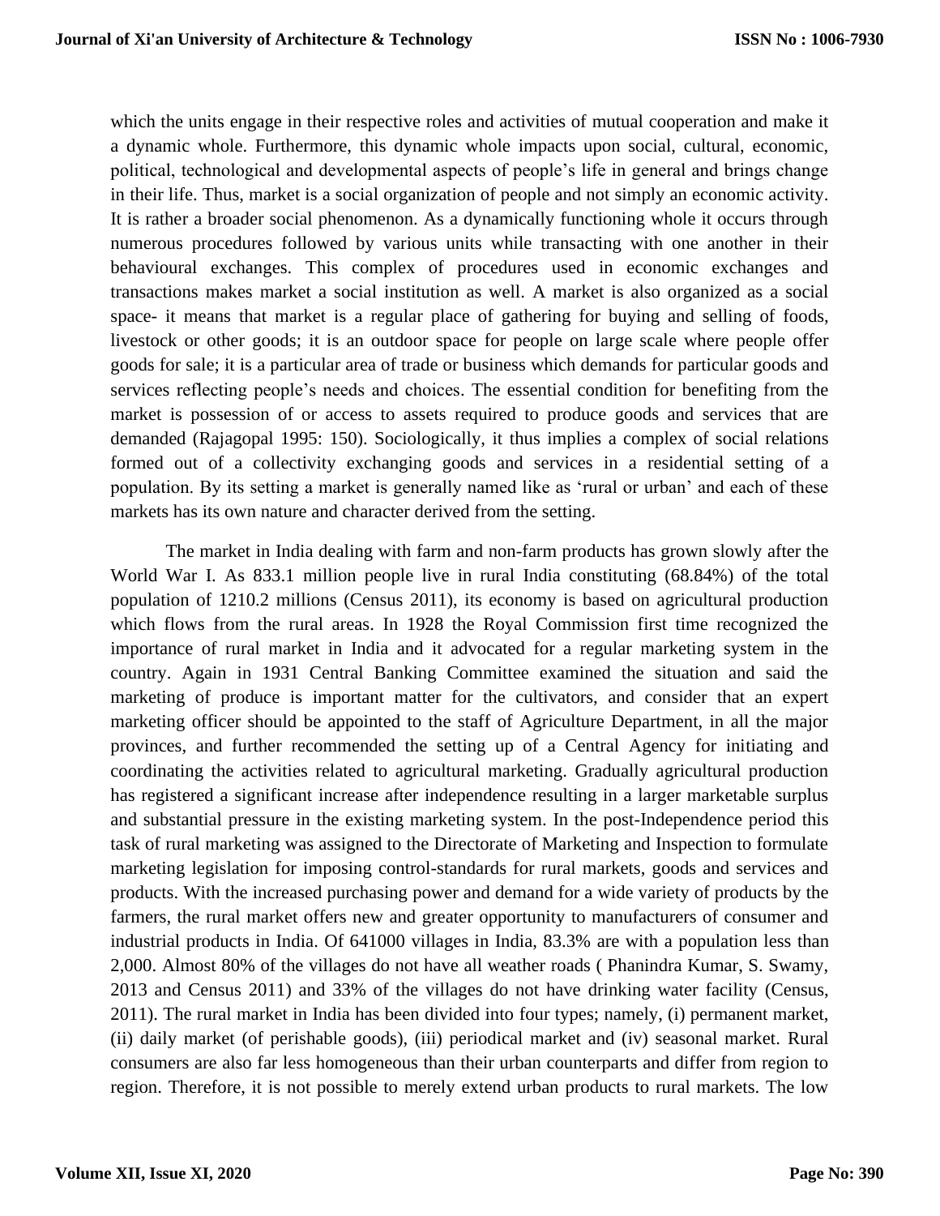which the units engage in their respective roles and activities of mutual cooperation and make it a dynamic whole. Furthermore, this dynamic whole impacts upon social, cultural, economic, political, technological and developmental aspects of people's life in general and brings change in their life. Thus, market is a social organization of people and not simply an economic activity. It is rather a broader social phenomenon. As a dynamically functioning whole it occurs through numerous procedures followed by various units while transacting with one another in their behavioural exchanges. This complex of procedures used in economic exchanges and transactions makes market a social institution as well. A market is also organized as a social space- it means that market is a regular place of gathering for buying and selling of foods, livestock or other goods; it is an outdoor space for people on large scale where people offer goods for sale; it is a particular area of trade or business which demands for particular goods and services reflecting people's needs and choices. The essential condition for benefiting from the market is possession of or access to assets required to produce goods and services that are demanded (Rajagopal 1995: 150). Sociologically, it thus implies a complex of social relations formed out of a collectivity exchanging goods and services in a residential setting of a population. By its setting a market is generally named like as 'rural or urban' and each of these markets has its own nature and character derived from the setting.

The market in India dealing with farm and non-farm products has grown slowly after the World War I. As 833.1 million people live in rural India constituting (68.84%) of the total population of 1210.2 millions (Census 2011), its economy is based on agricultural production which flows from the rural areas. In 1928 the Royal Commission first time recognized the importance of rural market in India and it advocated for a regular marketing system in the country. Again in 1931 Central Banking Committee examined the situation and said the marketing of produce is important matter for the cultivators, and consider that an expert marketing officer should be appointed to the staff of Agriculture Department, in all the major provinces, and further recommended the setting up of a Central Agency for initiating and coordinating the activities related to agricultural marketing. Gradually agricultural production has registered a significant increase after independence resulting in a larger marketable surplus and substantial pressure in the existing marketing system. In the post-Independence period this task of rural marketing was assigned to the Directorate of Marketing and Inspection to formulate marketing legislation for imposing control-standards for rural markets, goods and services and products. With the increased purchasing power and demand for a wide variety of products by the farmers, the rural market offers new and greater opportunity to manufacturers of consumer and industrial products in India. Of 641000 villages in India, 83.3% are with a population less than 2,000. Almost 80% of the villages do not have all weather roads ( Phanindra Kumar, S. Swamy, 2013 and Census 2011) and 33% of the villages do not have drinking water facility (Census, 2011). The rural market in India has been divided into four types; namely, (i) permanent market, (ii) daily market (of perishable goods), (iii) periodical market and (iv) seasonal market. Rural consumers are also far less homogeneous than their urban counterparts and differ from region to region. Therefore, it is not possible to merely extend urban products to rural markets. The low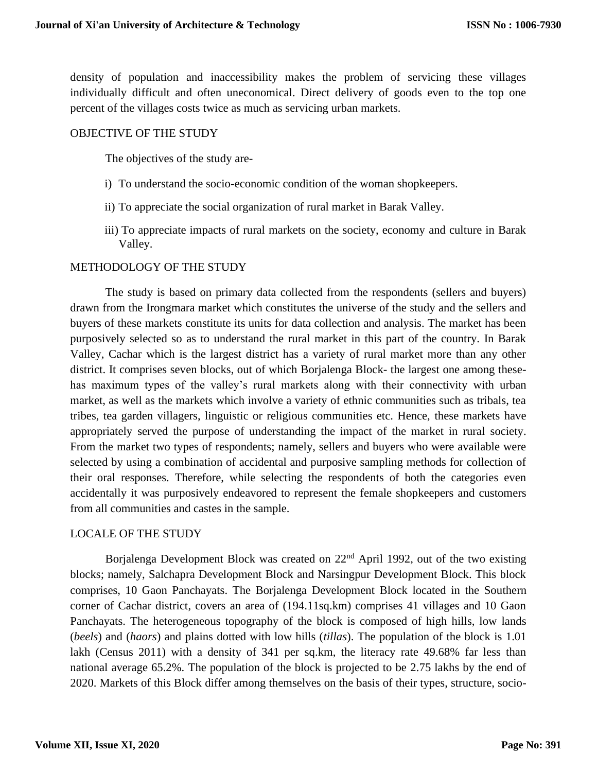density of population and inaccessibility makes the problem of servicing these villages individually difficult and often uneconomical. Direct delivery of goods even to the top one percent of the villages costs twice as much as servicing urban markets.

## OBJECTIVE OF THE STUDY

The objectives of the study are-

i) To understand the socio-economic condition of the woman shopkeepers.

ii) To appreciate the social organization of rural market in Barak Valley.

iii) To appreciate impacts of rural markets on the society, economy and culture in Barak Valley.

## METHODOLOGY OF THE STUDY

The study is based on primary data collected from the respondents (sellers and buyers) drawn from the Irongmara market which constitutes the universe of the study and the sellers and buyers of these markets constitute its units for data collection and analysis. The market has been purposively selected so as to understand the rural market in this part of the country. In Barak Valley, Cachar which is the largest district has a variety of rural market more than any other district. It comprises seven blocks, out of which Borjalenga Block- the largest one among these- has maximum types of the valley's rural markets along with their connectivity with urban market, as well as the markets which involve a variety of ethnic communities such as tribals, tea tribes, tea garden villagers, linguistic or religious communities etc. Hence, these markets have appropriately served the purpose of understanding the impact of the market in rural society. From the market two types of respondents; namely, sellers and buyers who were available were selected by using a combination of accidental and purposive sampling methods for collection of their oral responses. Therefore, while selecting the respondents of both the categories even accidentally it was purposively endeavored to represent the female shopkeepers and customers from all communities and castes in the sample.

## LOCALE OF THE STUDY

Borjalenga Development Block was created on 22nd April 1992, out of the two existing blocks; namely, Salchapra Development Block and Narsingpur Development Block. This block comprises, 10 Gaon Panchayats. The Borjalenga Development Block located in the Southern corner of Cachar district, covers an area of (194.11sq.km) comprises 41 villages and 10 Gaon Panchayats. The heterogeneous topography of the block is composed of high hills, low lands (*beels*) and (*haors*) and plains dotted with low hills (*tillas*). The population of the block is 1.01 lakh (Census 2011) with a density of 341 per sq.km, the literacy rate 49.68% far less than national average 65.2%. The population of the block is projected to be 2.75 lakhs by the end of 2020. Markets of this Block differ among themselves on the basis of their types, structure, socio-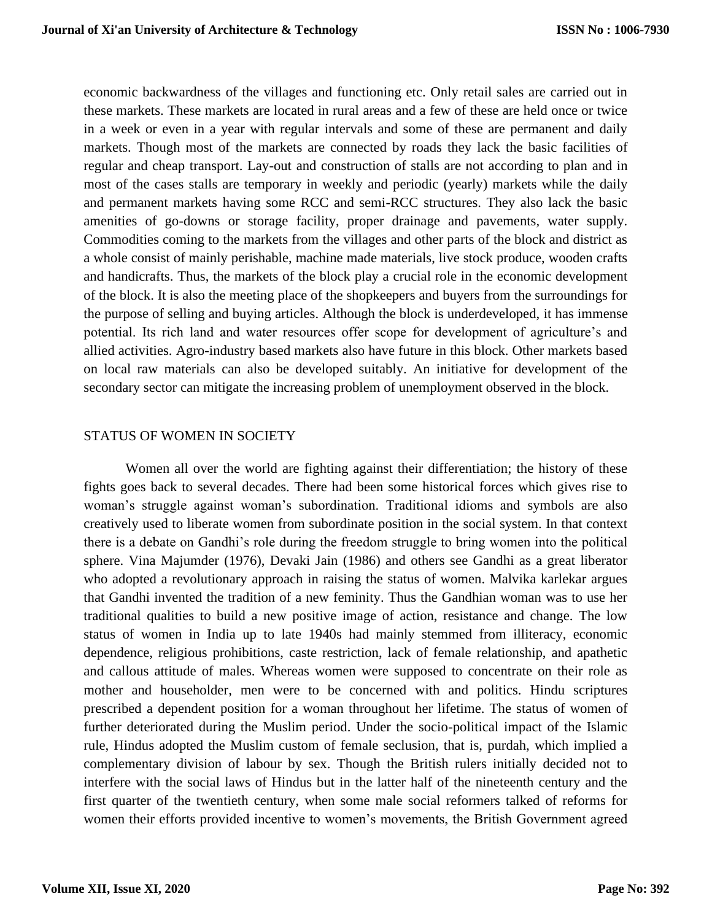economic backwardness of the villages and functioning etc. Only retail sales are carried out in these markets. These markets are located in rural areas and a few of these are held once or twice in a week or even in a year with regular intervals and some of these are permanent and daily markets. Though most of the markets are connected by roads they lack the basic facilities of regular and cheap transport. Lay-out and construction of stalls are not according to plan and in most of the cases stalls are temporary in weekly and periodic (yearly) markets while the daily and permanent markets having some RCC and semi-RCC structures. They also lack the basic amenities of go-downs or storage facility, proper drainage and pavements, water supply. Commodities coming to the markets from the villages and other parts of the block and district as a whole consist of mainly perishable, machine made materials, live stock produce, wooden crafts and handicrafts. Thus, the markets of the block play a crucial role in the economic development of the block. It is also the meeting place of the shopkeepers and buyers from the surroundings for the purpose of selling and buying articles. Although the block is underdeveloped, it has immense potential. Its rich land and water resources offer scope for development of agriculture's and allied activities. Agro-industry based markets also have future in this block. Other markets based on local raw materials can also be developed suitably. An initiative for development of the secondary sector can mitigate the increasing problem of unemployment observed in the block.

## STATUS OF WOMEN IN SOCIETY

Women all over the world are fighting against their differentiation; the history of these fights goes back to several decades. There had been some historical forces which gives rise to woman's struggle against woman's subordination. Traditional idioms and symbols are also creatively used to liberate women from subordinate position in the social system. In that context there is a debate on Gandhi's role during the freedom struggle to bring women into the political sphere. Vina Majumder (1976), Devaki Jain (1986) and others see Gandhi as a great liberator who adopted a revolutionary approach in raising the status of women. Malvika karlekar argues that Gandhi invented the tradition of a new feminity. Thus the Gandhian woman was to use her traditional qualities to build a new positive image of action, resistance and change. The low status of women in India up to late 1940s had mainly stemmed from illiteracy, economic dependence, religious prohibitions, caste restriction, lack of female relationship, and apathetic and callous attitude of males. Whereas women were supposed to concentrate on their role as mother and householder, men were to be concerned with and politics. Hindu scriptures prescribed a dependent position for a woman throughout her lifetime. The status of women of further deteriorated during the Muslim period. Under the socio-political impact of the Islamic rule, Hindus adopted the Muslim custom of female seclusion, that is, purdah, which implied a complementary division of labour by sex. Though the British rulers initially decided not to interfere with the social laws of Hindus but in the latter half of the nineteenth century and the first quarter of the twentieth century, when some male social reformers talked of reforms for women their efforts provided incentive to women's movements, the British Government agreed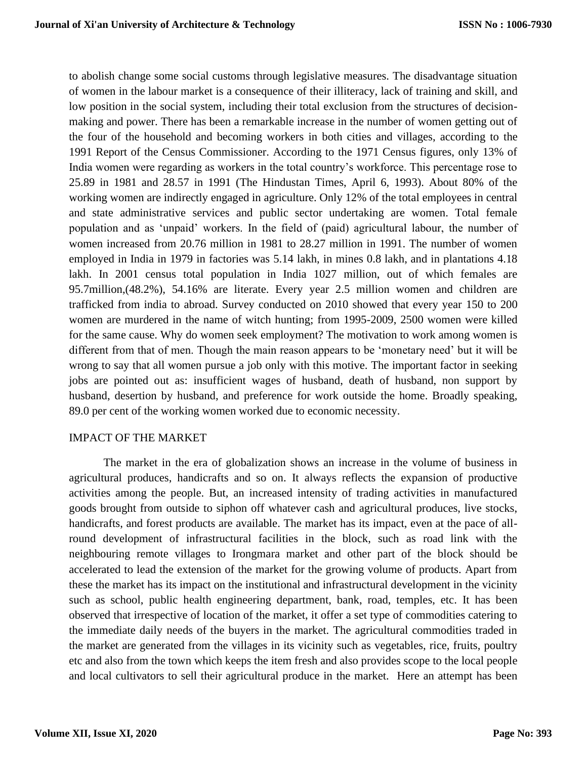to abolish change some social customs through legislative measures. The disadvantage situation of women in the labour market is a consequence of their illiteracy, lack of training and skill, and low position in the social system, including their total exclusion from the structures of decision-making and power. There has been a remarkable increase in the number of women getting out of the four of the household and becoming workers in both cities and villages, according to the 1991 Report of the Census Commissioner. According to the 1971 Census figures, only 13% of India women were regarding as workers in the total country's workforce. This percentage rose to 25.89 in 1981 and 28.57 in 1991 (The Hindustan Times, April 6, 1993). About 80% of the working women are indirectly engaged in agriculture. Only 12% of the total employees in central and state administrative services and public sector undertaking are women. Total female population and as 'unpaid' workers. In the field of (paid) agricultural labour, the number of women increased from 20.76 million in 1981 to 28.27 million in 1991. The number of women employed in India in 1979 in factories was 5.14 lakh, in mines 0.8 lakh, and in plantations 4.18 lakh. In 2001 census total population in India 1027 million, out of which females are 95.7million,(48.2%), 54.16% are literate. Every year 2.5 million women and children are trafficked from india to abroad. Survey conducted on 2010 showed that every year 150 to 200 women are murdered in the name of witch hunting; from 1995-2009, 2500 women were killed for the same cause. Why do women seek employment? The motivation to work among women is different from that of men. Though the main reason appears to be 'monetary need' but it will be wrong to say that all women pursue a job only with this motive. The important factor in seeking jobs are pointed out as: insufficient wages of husband, death of husband, non support by husband, desertion by husband, and preference for work outside the home. Broadly speaking, 89.0 per cent of the working women worked due to economic necessity.

## IMPACT OF THE MARKET

The market in the era of globalization shows an increase in the volume of business in agricultural produces, handicrafts and so on. It always reflects the expansion of productive activities among the people. But, an increased intensity of trading activities in manufactured goods brought from outside to siphon off whatever cash and agricultural produces, live stocks, handicrafts, and forest products are available. The market has its impact, even at the pace of all-round development of infrastructural facilities in the block, such as road link with the neighbouring remote villages to Irongmara market and other part of the block should be accelerated to lead the extension of the market for the growing volume of products. Apart from these the market has its impact on the institutional and infrastructural development in the vicinity such as school, public health engineering department, bank, road, temples, etc. It has been observed that irrespective of location of the market, it offer a set type of commodities catering to the immediate daily needs of the buyers in the market. The agricultural commodities traded in the market are generated from the villages in its vicinity such as vegetables, rice, fruits, poultry etc and also from the town which keeps the item fresh and also provides scope to the local people and local cultivators to sell their agricultural produce in the market. Here an attempt has been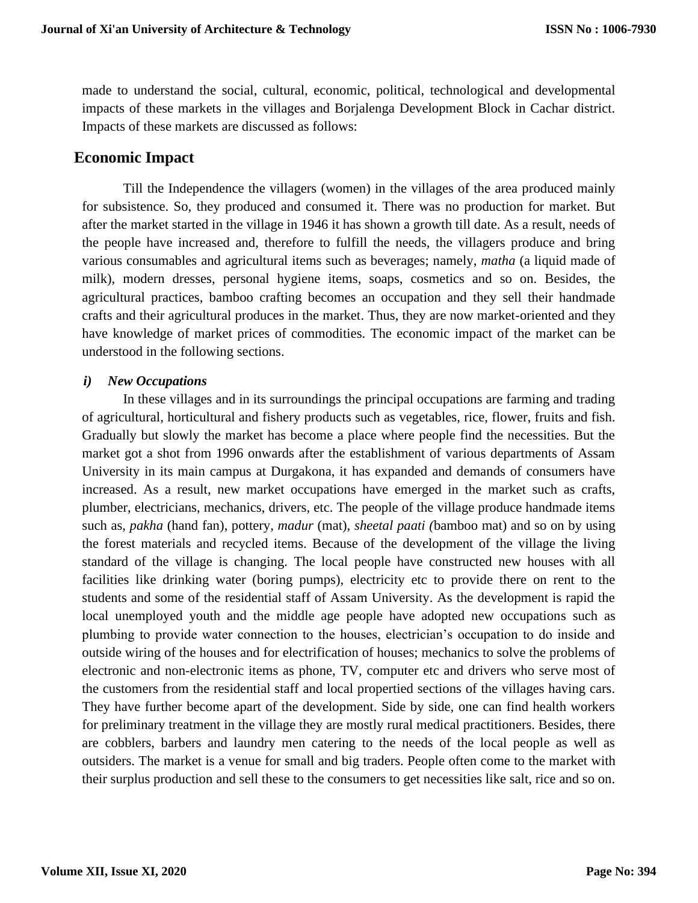made to understand the social, cultural, economic, political, technological and developmental impacts of these markets in the villages and Borjalenga Development Block in Cachar district. Impacts of these markets are discussed as follows:

## Economic Impact

Till the Independence the villagers (women) in the villages of the area produced mainly for subsistence. So, they produced and consumed it. There was no production for market. But after the market started in the village in 1946 it has shown a growth till date. As a result, needs of the people have increased and, therefore to fulfill the needs, the villagers produce and bring various consumables and agricultural items such as beverages; namely, *matha* (a liquid made of milk), modern dresses, personal hygiene items, soaps, cosmetics and so on. Besides, the agricultural practices, bamboo crafting becomes an occupation and they sell their handmade crafts and their agricultural produces in the market. Thus, they are now market-oriented and they have knowledge of market prices of commodities. The economic impact of the market can be understood in the following sections.

***i) New Occupations***

In these villages and in its surroundings the principal occupations are farming and trading of agricultural, horticultural and fishery products such as vegetables, rice, flower, fruits and fish. Gradually but slowly the market has become a place where people find the necessities. But the market got a shot from 1996 onwards after the establishment of various departments of Assam University in its main campus at Durgakona, it has expanded and demands of consumers have increased. As a result, new market occupations have emerged in the market such as crafts, plumber, electricians, mechanics, drivers, etc. The people of the village produce handmade items such as, *pakha* (hand fan), pottery, *madur* (mat), *sheetal paati (*bamboo mat) and so on by using the forest materials and recycled items. Because of the development of the village the living standard of the village is changing. The local people have constructed new houses with all facilities like drinking water (boring pumps), electricity etc to provide there on rent to the students and some of the residential staff of Assam University. As the development is rapid the local unemployed youth and the middle age people have adopted new occupations such as plumbing to provide water connection to the houses, electrician's occupation to do inside and outside wiring of the houses and for electrification of houses; mechanics to solve the problems of electronic and non-electronic items as phone, TV, computer etc and drivers who serve most of the customers from the residential staff and local propertied sections of the villages having cars. They have further become apart of the development. Side by side, one can find health workers for preliminary treatment in the village they are mostly rural medical practitioners. Besides, there are cobblers, barbers and laundry men catering to the needs of the local people as well as outsiders. The market is a venue for small and big traders. People often come to the market with their surplus production and sell these to the consumers to get necessities like salt, rice and so on.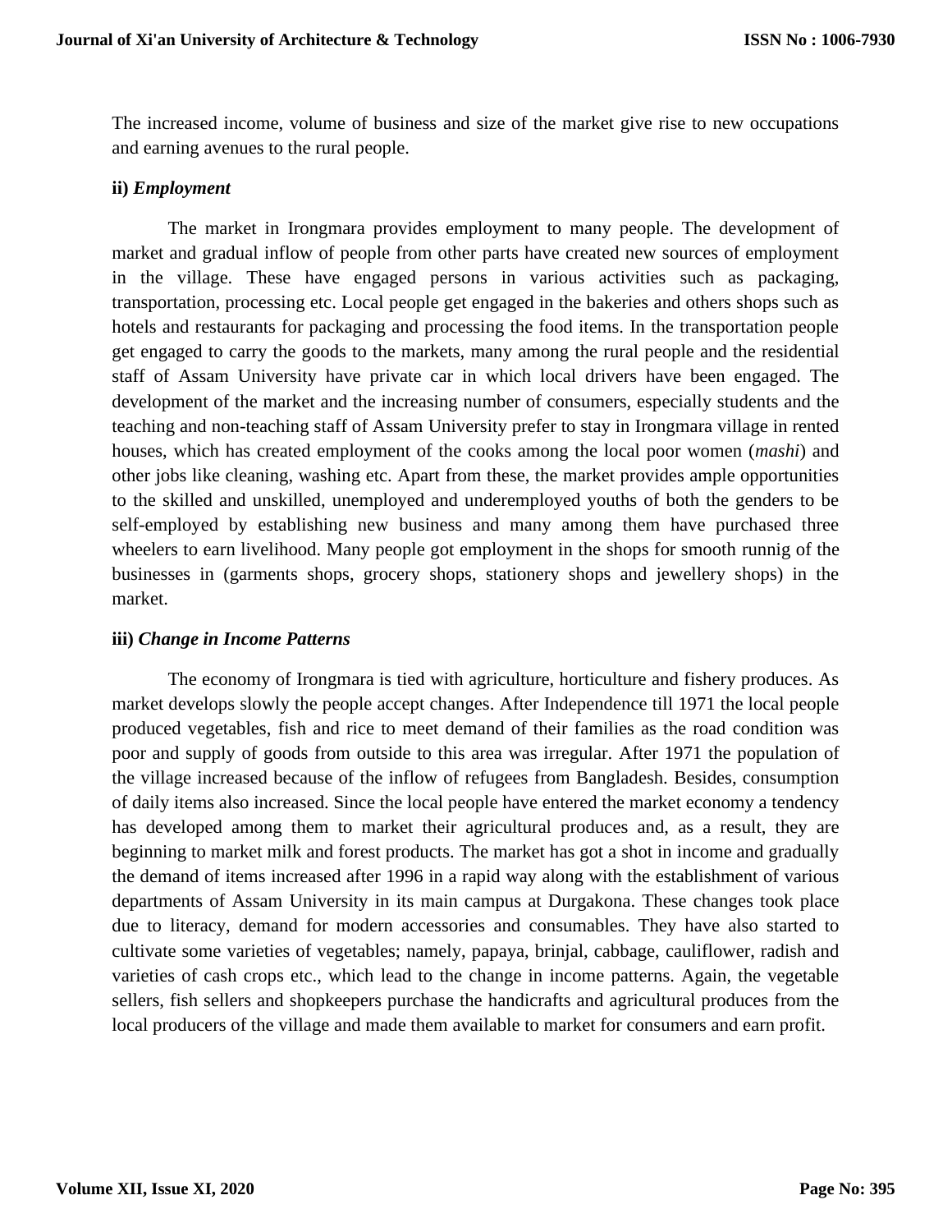The increased income, volume of business and size of the market give rise to new occupations and earning avenues to the rural people.

**ii)** ***Employment***

The market in Irongmara provides employment to many people. The development of market and gradual inflow of people from other parts have created new sources of employment in the village. These have engaged persons in various activities such as packaging, transportation, processing etc. Local people get engaged in the bakeries and others shops such as hotels and restaurants for packaging and processing the food items. In the transportation people get engaged to carry the goods to the markets, many among the rural people and the residential staff of Assam University have private car in which local drivers have been engaged. The development of the market and the increasing number of consumers, especially students and the teaching and non-teaching staff of Assam University prefer to stay in Irongmara village in rented houses, which has created employment of the cooks among the local poor women (*mashi*) and other jobs like cleaning, washing etc. Apart from these, the market provides ample opportunities to the skilled and unskilled, unemployed and underemployed youths of both the genders to be self-employed by establishing new business and many among them have purchased three wheelers to earn livelihood. Many people got employment in the shops for smooth runnig of the businesses in (garments shops, grocery shops, stationery shops and jewellery shops) in the market.

**iii)** ***Change in Income Patterns***

The economy of Irongmara is tied with agriculture, horticulture and fishery produces. As market develops slowly the people accept changes. After Independence till 1971 the local people produced vegetables, fish and rice to meet demand of their families as the road condition was poor and supply of goods from outside to this area was irregular. After 1971 the population of the village increased because of the inflow of refugees from Bangladesh. Besides, consumption of daily items also increased. Since the local people have entered the market economy a tendency has developed among them to market their agricultural produces and, as a result, they are beginning to market milk and forest products. The market has got a shot in income and gradually the demand of items increased after 1996 in a rapid way along with the establishment of various departments of Assam University in its main campus at Durgakona. These changes took place due to literacy, demand for modern accessories and consumables. They have also started to cultivate some varieties of vegetables; namely, papaya, brinjal, cabbage, cauliflower, radish and varieties of cash crops etc., which lead to the change in income patterns. Again, the vegetable sellers, fish sellers and shopkeepers purchase the handicrafts and agricultural produces from the local producers of the village and made them available to market for consumers and earn profit.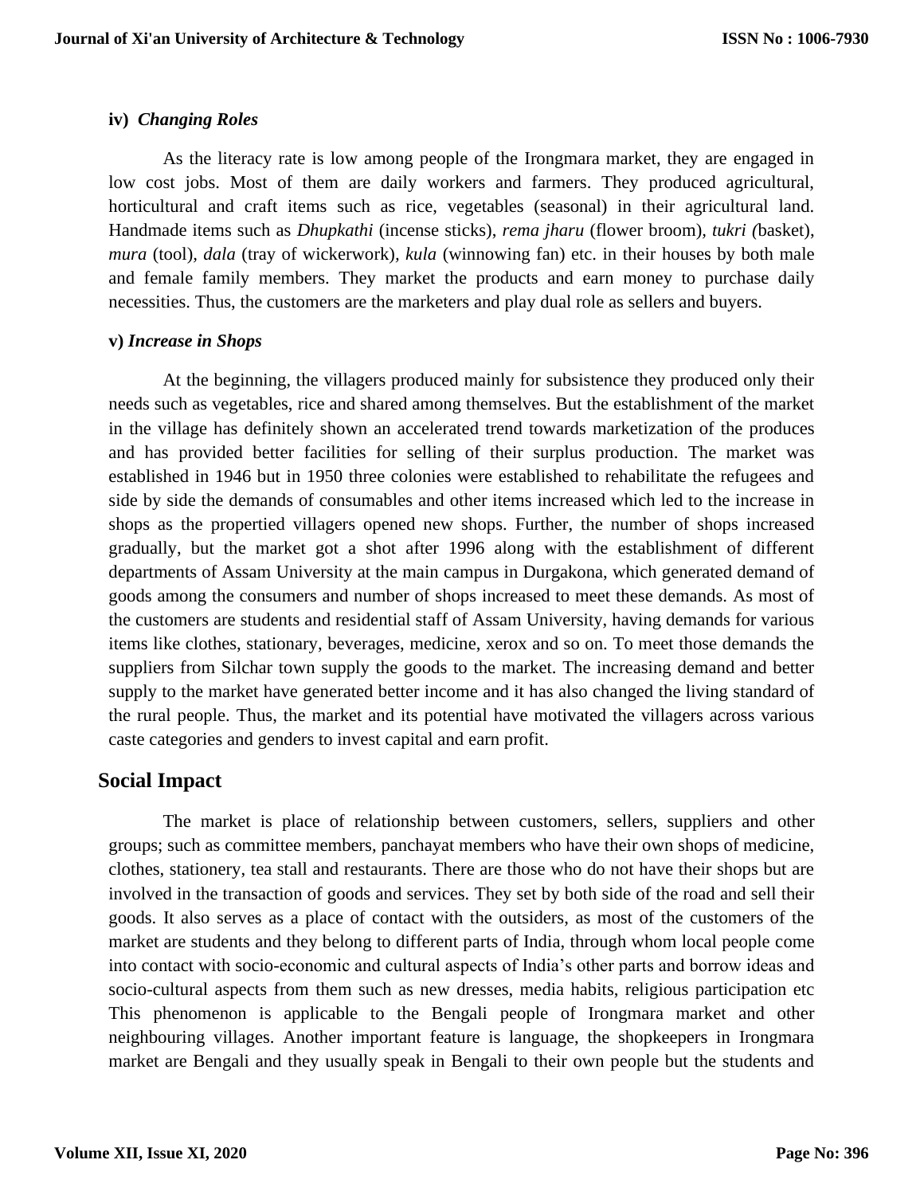**iv)** ***Changing Roles***

As the literacy rate is low among people of the Irongmara market, they are engaged in low cost jobs. Most of them are daily workers and farmers. They produced agricultural, horticultural and craft items such as rice, vegetables (seasonal) in their agricultural land. Handmade items such as *Dhupkathi* (incense sticks), *rema jharu* (flower broom), *tukri (*basket), *mura* (tool), *dala* (tray of wickerwork), *kula* (winnowing fan) etc. in their houses by both male and female family members. They market the products and earn money to purchase daily necessities. Thus, the customers are the marketers and play dual role as sellers and buyers.

**v)** ***Increase in Shops***

At the beginning, the villagers produced mainly for subsistence they produced only their needs such as vegetables, rice and shared among themselves. But the establishment of the market in the village has definitely shown an accelerated trend towards marketization of the produces and has provided better facilities for selling of their surplus production. The market was established in 1946 but in 1950 three colonies were established to rehabilitate the refugees and side by side the demands of consumables and other items increased which led to the increase in shops as the propertied villagers opened new shops. Further, the number of shops increased gradually, but the market got a shot after 1996 along with the establishment of different departments of Assam University at the main campus in Durgakona, which generated demand of goods among the consumers and number of shops increased to meet these demands. As most of the customers are students and residential staff of Assam University, having demands for various items like clothes, stationary, beverages, medicine, xerox and so on. To meet those demands the suppliers from Silchar town supply the goods to the market. The increasing demand and better supply to the market have generated better income and it has also changed the living standard of the rural people. Thus, the market and its potential have motivated the villagers across various caste categories and genders to invest capital and earn profit.

## Social Impact

The market is place of relationship between customers, sellers, suppliers and other groups; such as committee members, panchayat members who have their own shops of medicine, clothes, stationery, tea stall and restaurants. There are those who do not have their shops but are involved in the transaction of goods and services. They set by both side of the road and sell their goods. It also serves as a place of contact with the outsiders, as most of the customers of the market are students and they belong to different parts of India, through whom local people come into contact with socio-economic and cultural aspects of India's other parts and borrow ideas and socio-cultural aspects from them such as new dresses, media habits, religious participation etc This phenomenon is applicable to the Bengali people of Irongmara market and other neighbouring villages. Another important feature is language, the shopkeepers in Irongmara market are Bengali and they usually speak in Bengali to their own people but the students and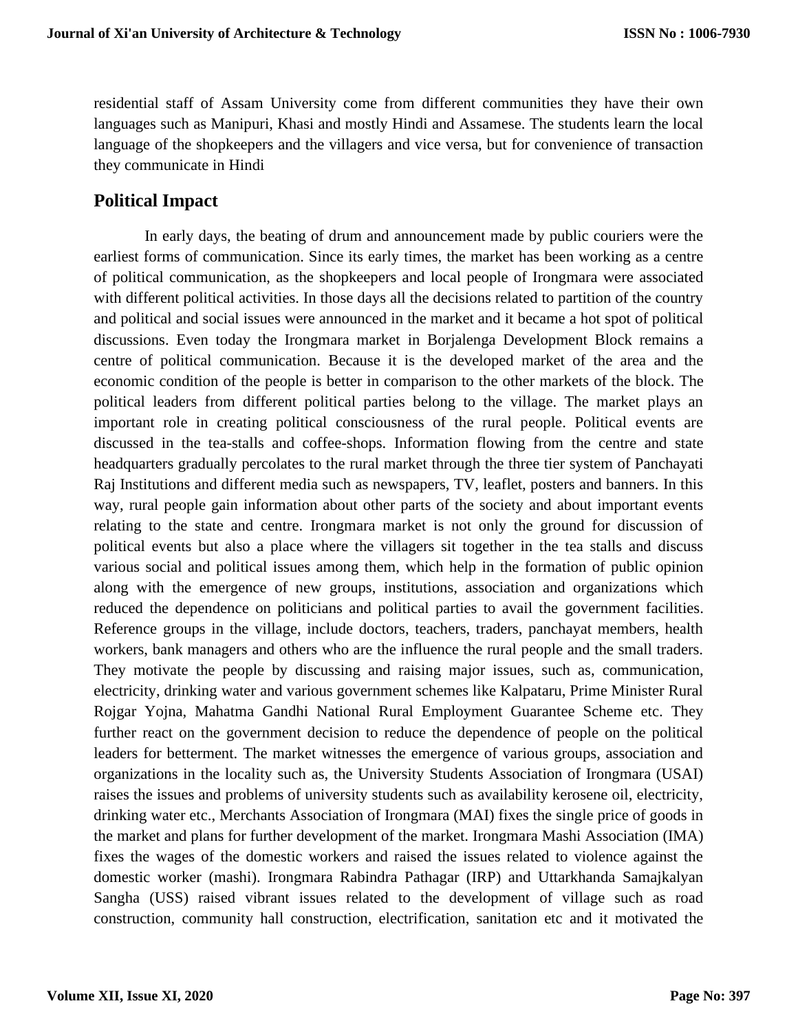residential staff of Assam University come from different communities they have their own languages such as Manipuri, Khasi and mostly Hindi and Assamese. The students learn the local language of the shopkeepers and the villagers and vice versa, but for convenience of transaction they communicate in Hindi

## Political Impact

In early days, the beating of drum and announcement made by public couriers were the earliest forms of communication. Since its early times, the market has been working as a centre of political communication, as the shopkeepers and local people of Irongmara were associated with different political activities. In those days all the decisions related to partition of the country and political and social issues were announced in the market and it became a hot spot of political discussions. Even today the Irongmara market in Borjalenga Development Block remains a centre of political communication. Because it is the developed market of the area and the economic condition of the people is better in comparison to the other markets of the block. The political leaders from different political parties belong to the village. The market plays an important role in creating political consciousness of the rural people. Political events are discussed in the tea-stalls and coffee-shops. Information flowing from the centre and state headquarters gradually percolates to the rural market through the three tier system of Panchayati Raj Institutions and different media such as newspapers, TV, leaflet, posters and banners. In this way, rural people gain information about other parts of the society and about important events relating to the state and centre. Irongmara market is not only the ground for discussion of political events but also a place where the villagers sit together in the tea stalls and discuss various social and political issues among them, which help in the formation of public opinion along with the emergence of new groups, institutions, association and organizations which reduced the dependence on politicians and political parties to avail the government facilities. Reference groups in the village, include doctors, teachers, traders, panchayat members, health workers, bank managers and others who are the influence the rural people and the small traders. They motivate the people by discussing and raising major issues, such as, communication, electricity, drinking water and various government schemes like Kalpataru, Prime Minister Rural Rojgar Yojna, Mahatma Gandhi National Rural Employment Guarantee Scheme etc. They further react on the government decision to reduce the dependence of people on the political leaders for betterment. The market witnesses the emergence of various groups, association and organizations in the locality such as, the University Students Association of Irongmara (USAI) raises the issues and problems of university students such as availability kerosene oil, electricity, drinking water etc., Merchants Association of Irongmara (MAI) fixes the single price of goods in the market and plans for further development of the market. Irongmara Mashi Association (IMA) fixes the wages of the domestic workers and raised the issues related to violence against the domestic worker (mashi). Irongmara Rabindra Pathagar (IRP) and Uttarkhanda Samajkalyan Sangha (USS) raised vibrant issues related to the development of village such as road construction, community hall construction, electrification, sanitation etc and it motivated the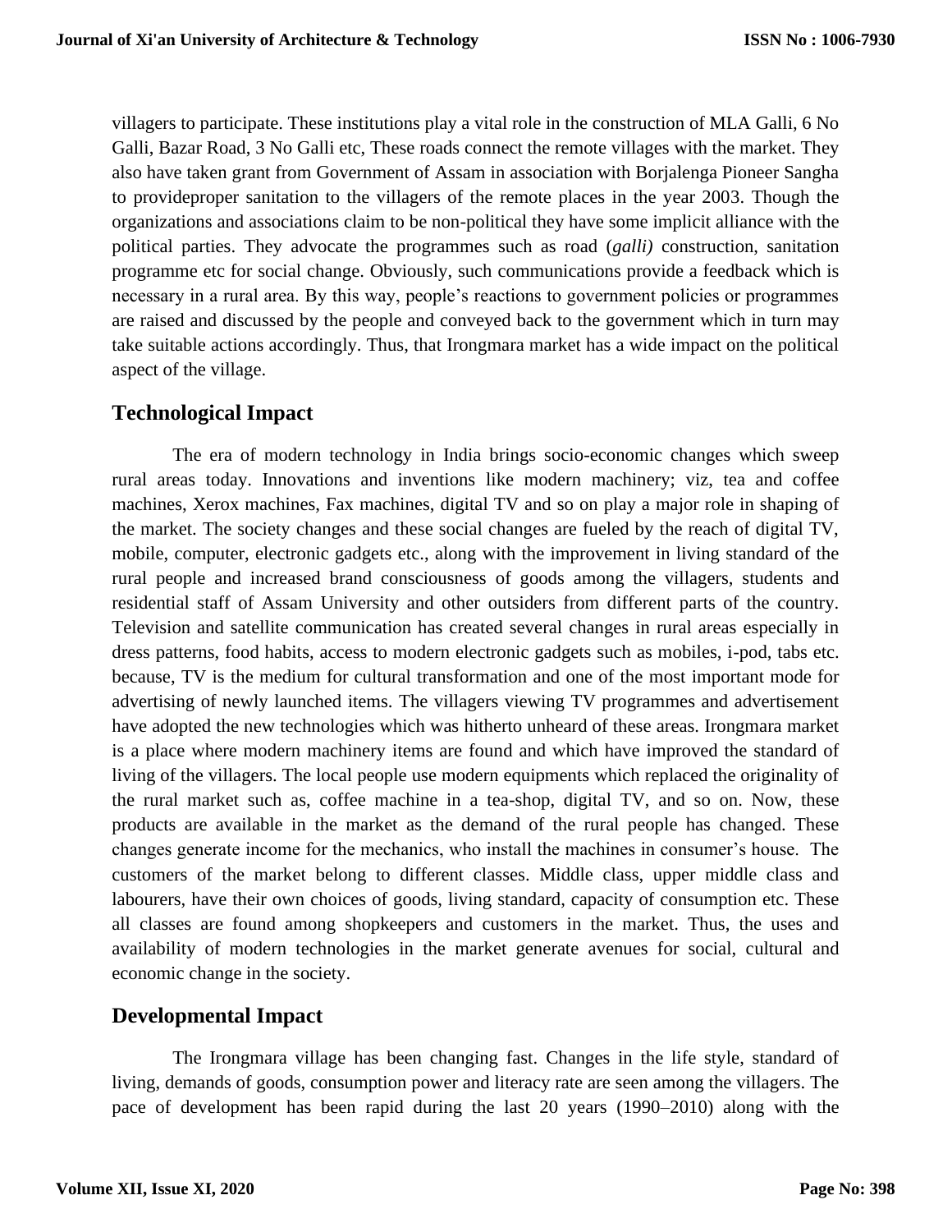villagers to participate. These institutions play a vital role in the construction of MLA Galli, 6 No Galli, Bazar Road, 3 No Galli etc, These roads connect the remote villages with the market. They also have taken grant from Government of Assam in association with Borjalenga Pioneer Sangha to provideproper sanitation to the villagers of the remote places in the year 2003. Though the organizations and associations claim to be non-political they have some implicit alliance with the political parties. They advocate the programmes such as road (*galli)* construction, sanitation programme etc for social change. Obviously, such communications provide a feedback which is necessary in a rural area. By this way, people's reactions to government policies or programmes are raised and discussed by the people and conveyed back to the government which in turn may take suitable actions accordingly. Thus, that Irongmara market has a wide impact on the political aspect of the village.

## Technological Impact

The era of modern technology in India brings socio-economic changes which sweep rural areas today. Innovations and inventions like modern machinery; viz, tea and coffee machines, Xerox machines, Fax machines, digital TV and so on play a major role in shaping of the market. The society changes and these social changes are fueled by the reach of digital TV, mobile, computer, electronic gadgets etc., along with the improvement in living standard of the rural people and increased brand consciousness of goods among the villagers, students and residential staff of Assam University and other outsiders from different parts of the country. Television and satellite communication has created several changes in rural areas especially in dress patterns, food habits, access to modern electronic gadgets such as mobiles, i-pod, tabs etc. because, TV is the medium for cultural transformation and one of the most important mode for advertising of newly launched items. The villagers viewing TV programmes and advertisement have adopted the new technologies which was hitherto unheard of these areas. Irongmara market is a place where modern machinery items are found and which have improved the standard of living of the villagers. The local people use modern equipments which replaced the originality of the rural market such as, coffee machine in a tea-shop, digital TV, and so on. Now, these products are available in the market as the demand of the rural people has changed. These changes generate income for the mechanics, who install the machines in consumer's house. The customers of the market belong to different classes. Middle class, upper middle class and labourers, have their own choices of goods, living standard, capacity of consumption etc. These all classes are found among shopkeepers and customers in the market. Thus, the uses and availability of modern technologies in the market generate avenues for social, cultural and economic change in the society.

## Developmental Impact

The Irongmara village has been changing fast. Changes in the life style, standard of living, demands of goods, consumption power and literacy rate are seen among the villagers. The pace of development has been rapid during the last 20 years (1990–2010) along with the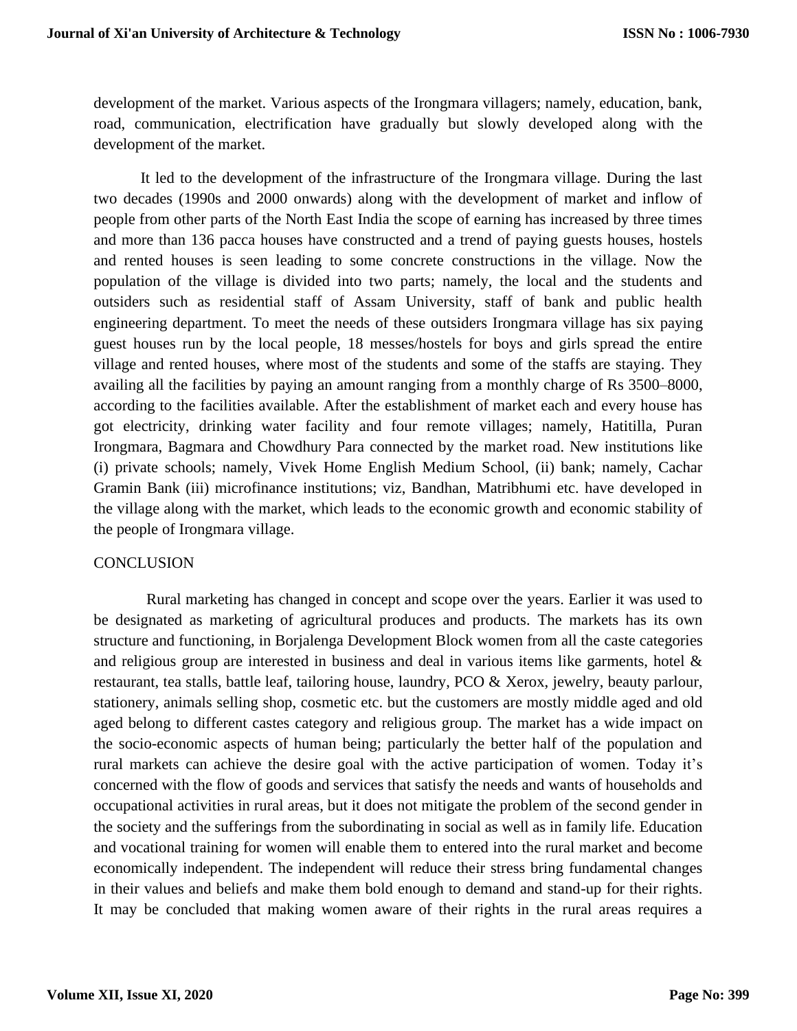development of the market. Various aspects of the Irongmara villagers; namely, education, bank, road, communication, electrification have gradually but slowly developed along with the development of the market.

It led to the development of the infrastructure of the Irongmara village. During the last two decades (1990s and 2000 onwards) along with the development of market and inflow of people from other parts of the North East India the scope of earning has increased by three times and more than 136 pacca houses have constructed and a trend of paying guests houses, hostels and rented houses is seen leading to some concrete constructions in the village. Now the population of the village is divided into two parts; namely, the local and the students and outsiders such as residential staff of Assam University, staff of bank and public health engineering department. To meet the needs of these outsiders Irongmara village has six paying guest houses run by the local people, 18 messes/hostels for boys and girls spread the entire village and rented houses, where most of the students and some of the staffs are staying. They availing all the facilities by paying an amount ranging from a monthly charge of Rs 3500–8000, according to the facilities available. After the establishment of market each and every house has got electricity, drinking water facility and four remote villages; namely, Hatitilla, Puran Irongmara, Bagmara and Chowdhury Para connected by the market road. New institutions like (i) private schools; namely, Vivek Home English Medium School, (ii) bank; namely, Cachar Gramin Bank (iii) microfinance institutions; viz, Bandhan, Matribhumi etc. have developed in the village along with the market, which leads to the economic growth and economic stability of the people of Irongmara village.

## CONCLUSION

Rural marketing has changed in concept and scope over the years. Earlier it was used to be designated as marketing of agricultural produces and products. The markets has its own structure and functioning, in Borjalenga Development Block women from all the caste categories and religious group are interested in business and deal in various items like garments, hotel & restaurant, tea stalls, battle leaf, tailoring house, laundry, PCO & Xerox, jewelry, beauty parlour, stationery, animals selling shop, cosmetic etc. but the customers are mostly middle aged and old aged belong to different castes category and religious group. The market has a wide impact on the socio-economic aspects of human being; particularly the better half of the population and rural markets can achieve the desire goal with the active participation of women. Today it's concerned with the flow of goods and services that satisfy the needs and wants of households and occupational activities in rural areas, but it does not mitigate the problem of the second gender in the society and the sufferings from the subordinating in social as well as in family life. Education and vocational training for women will enable them to entered into the rural market and become economically independent. The independent will reduce their stress bring fundamental changes in their values and beliefs and make them bold enough to demand and stand-up for their rights. It may be concluded that making women aware of their rights in the rural areas requires a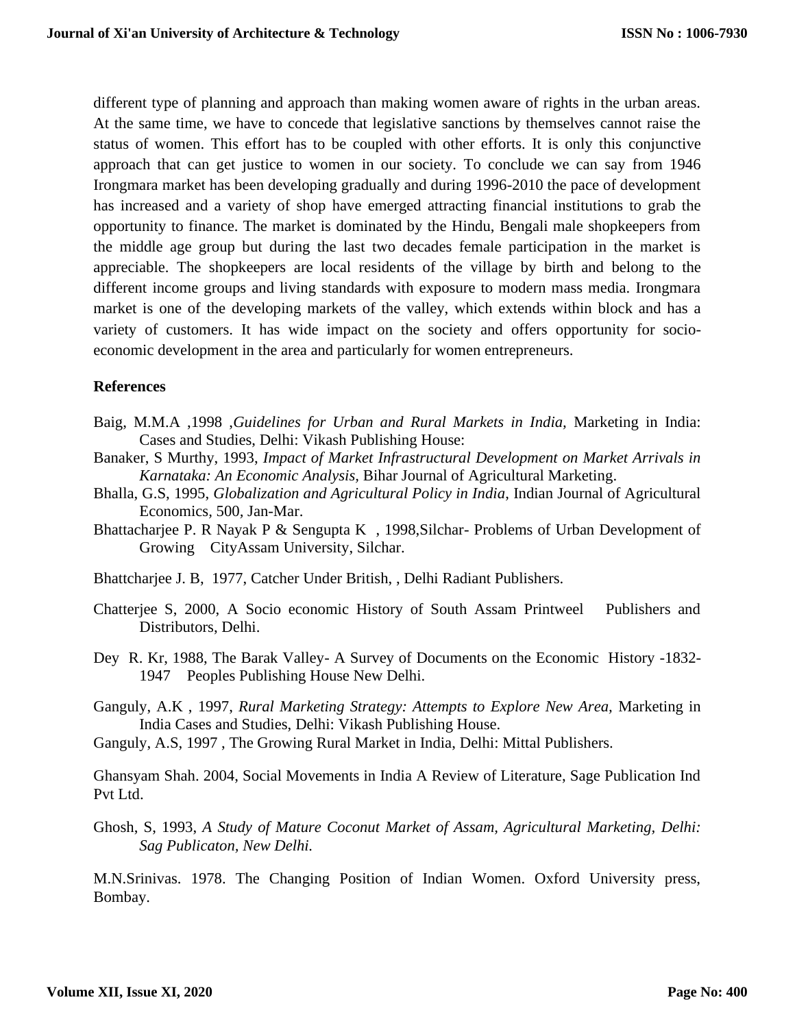different type of planning and approach than making women aware of rights in the urban areas. At the same time, we have to concede that legislative sanctions by themselves cannot raise the status of women. This effort has to be coupled with other efforts. It is only this conjunctive approach that can get justice to women in our society. To conclude we can say from 1946 Irongmara market has been developing gradually and during 1996-2010 the pace of development has increased and a variety of shop have emerged attracting financial institutions to grab the opportunity to finance. The market is dominated by the Hindu, Bengali male shopkeepers from the middle age group but during the last two decades female participation in the market is appreciable. The shopkeepers are local residents of the village by birth and belong to the different income groups and living standards with exposure to modern mass media. Irongmara market is one of the developing markets of the valley, which extends within block and has a variety of customers. It has wide impact on the society and offers opportunity for socio-economic development in the area and particularly for women entrepreneurs.

**References**

Baig, M.M.A ,1998 ,*Guidelines for Urban and Rural Markets in India,* Marketing in India: Cases and Studies, Delhi: Vikash Publishing House:

Banaker, S Murthy, 1993, *Impact of Market Infrastructural Development on Market Arrivals in Karnataka: An Economic Analysis*, Bihar Journal of Agricultural Marketing.

Bhalla, G.S, 1995, *Globalization and Agricultural Policy in India*, Indian Journal of Agricultural Economics, 500, Jan-Mar.

Bhattacharjee P. R Nayak P & Sengupta K , 1998,Silchar- Problems of Urban Development of Growing CityAssam University, Silchar.

Bhattcharjee J. B, 1977, Catcher Under British, , Delhi Radiant Publishers.

Chatterjee S, 2000, A Socio economic History of South Assam Printweel Publishers and Distributors, Delhi.

Dey R. Kr, 1988, The Barak Valley- A Survey of Documents on the Economic History -1832-1947 Peoples Publishing House New Delhi.

Ganguly, A.K , 1997, *Rural Marketing Strategy: Attempts to Explore New Area,* Marketing in India Cases and Studies, Delhi: Vikash Publishing House.

Ganguly, A.S, 1997 , The Growing Rural Market in India, Delhi: Mittal Publishers.

Ghansyam Shah. 2004, Social Movements in India A Review of Literature, Sage Publication Ind Pvt Ltd.

Ghosh, S, 1993, *A Study of Mature Coconut Market of Assam, Agricultural Marketing, Delhi: Sag Publicaton, New Delhi.*

M.N.Srinivas. 1978. The Changing Position of Indian Women. Oxford University press, Bombay.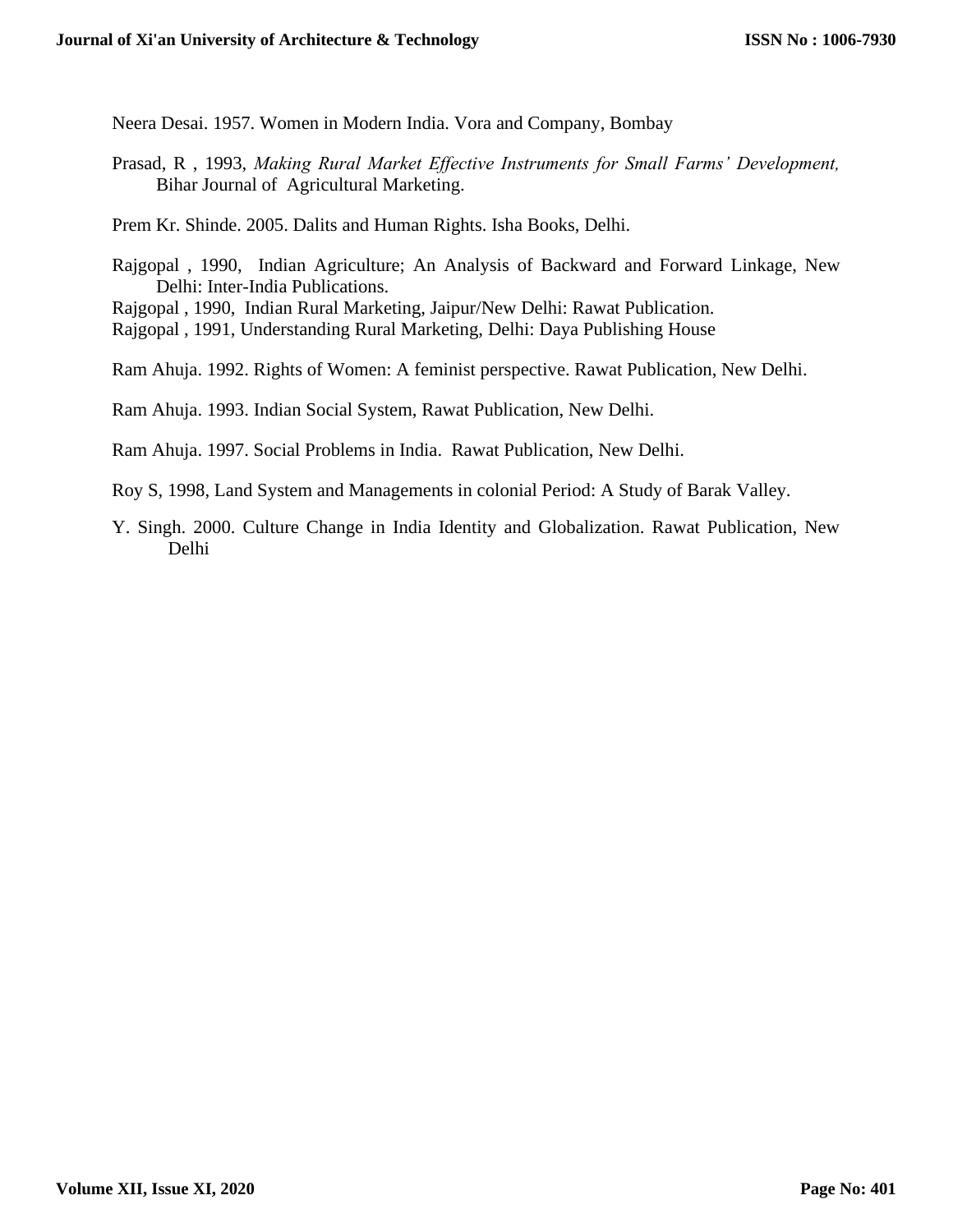Neera Desai. 1957. Women in Modern India. Vora and Company, Bombay

Prasad, R , 1993, *Making Rural Market Effective Instruments for Small Farms' Development,* Bihar Journal of Agricultural Marketing.

Prem Kr. Shinde. 2005. Dalits and Human Rights. Isha Books, Delhi.

Rajgopal , 1990, Indian Agriculture; An Analysis of Backward and Forward Linkage, New Delhi: Inter-India Publications.

Rajgopal , 1990, Indian Rural Marketing, Jaipur/New Delhi: Rawat Publication.

Rajgopal , 1991, Understanding Rural Marketing, Delhi: Daya Publishing House

Ram Ahuja. 1992. Rights of Women: A feminist perspective. Rawat Publication, New Delhi.

Ram Ahuja. 1993. Indian Social System, Rawat Publication, New Delhi.

Ram Ahuja. 1997. Social Problems in India. Rawat Publication, New Delhi.

Roy S, 1998, Land System and Managements in colonial Period: A Study of Barak Valley.

Y. Singh. 2000. Culture Change in India Identity and Globalization. Rawat Publication, New Delhi